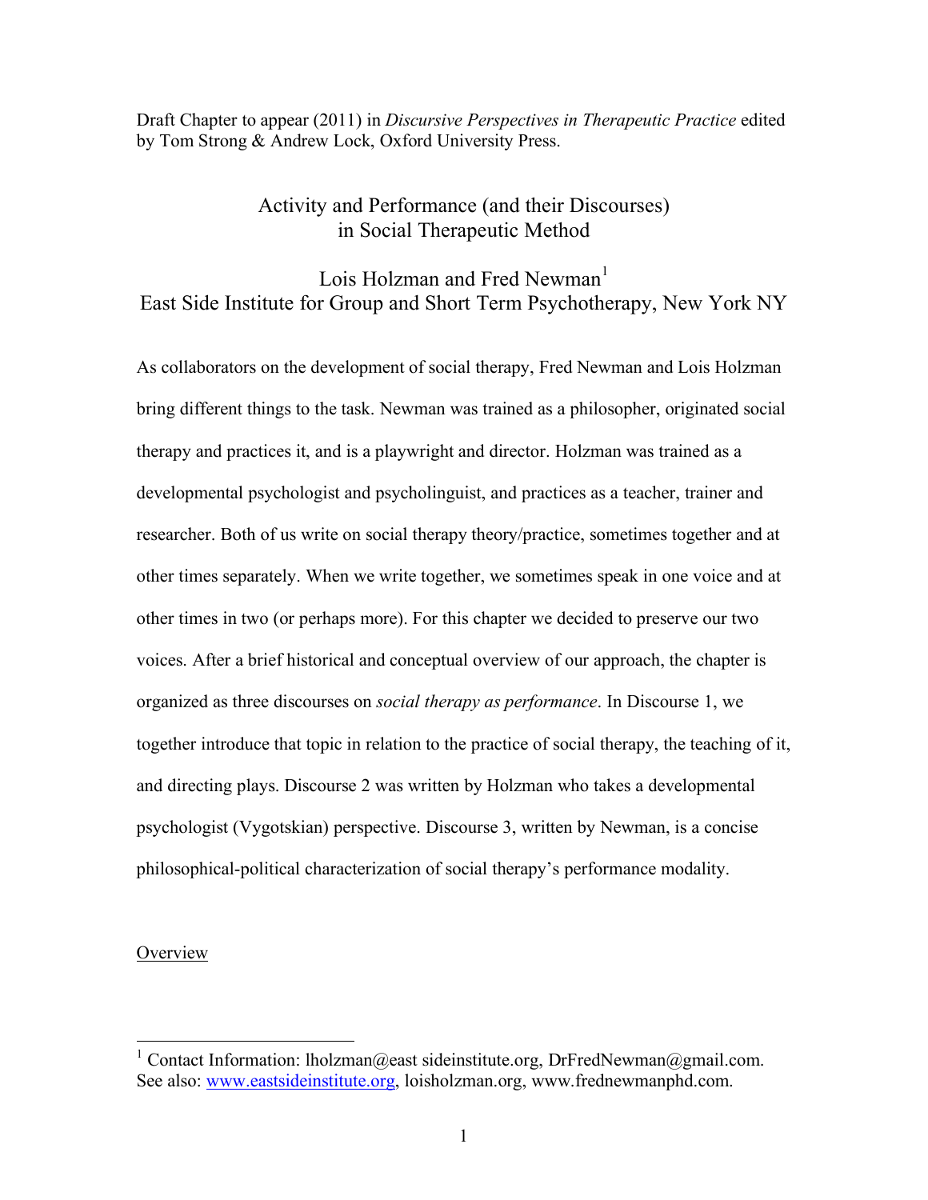Draft Chapter to appear (2011) in *Discursive Perspectives in Therapeutic Practice* edited by Tom Strong & Andrew Lock, Oxford University Press.

# Activity and Performance (and their Discourses) in Social Therapeutic Method

Lois Holzman and Fred Newman[1]
East Side Institute for Group and Short Term Psychotherapy, New York NY

As collaborators on the development of social therapy, Fred Newman and Lois Holzman bring different things to the task. Newman was trained as a philosopher, originated social therapy and practices it, and is a playwright and director. Holzman was trained as a developmental psychologist and psycholinguist, and practices as a teacher, trainer and researcher. Both of us write on social therapy theory/practice, sometimes together and at other times separately. When we write together, we sometimes speak in one voice and at other times in two (or perhaps more). For this chapter we decided to preserve our two voices. After a brief historical and conceptual overview of our approach, the chapter is organized as three discourses on *social therapy as performance*. In Discourse 1, we together introduce that topic in relation to the practice of social therapy, the teaching of it, and directing plays. Discourse 2 was written by Holzman who takes a developmental psychologist (Vygotskian) perspective. Discourse 3, written by Newman, is a concise philosophical-political characterization of social therapy's performance modality.

## Overview

[1] Contact Information: lholzman@east sideinstitute.org, DrFredNewman@gmail.com. See also: www.eastsideinstitute.org, loisholzman.org, www.frednewmanphd.com.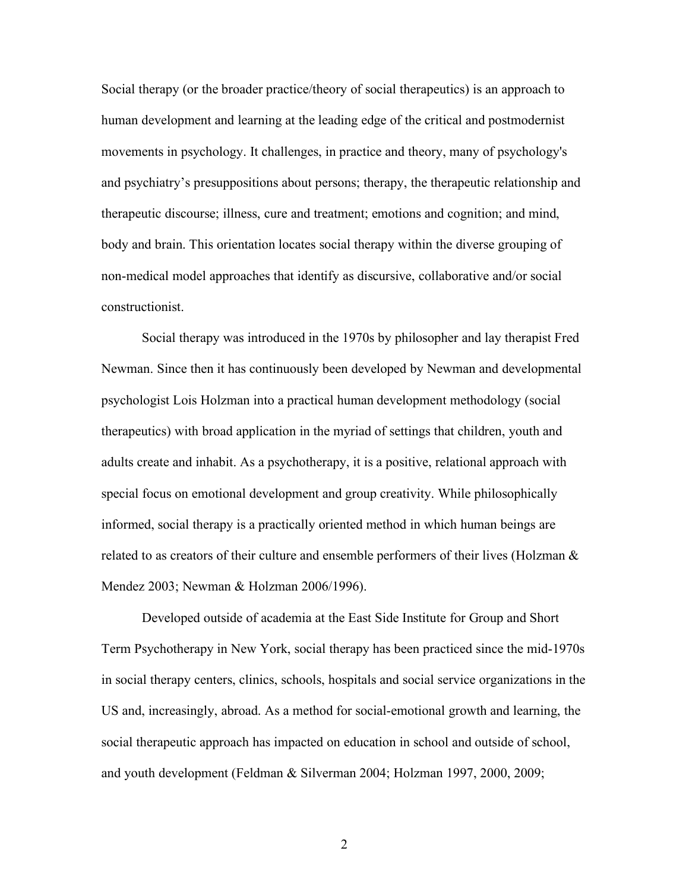Social therapy (or the broader practice/theory of social therapeutics) is an approach to human development and learning at the leading edge of the critical and postmodernist movements in psychology. It challenges, in practice and theory, many of psychology's and psychiatry's presuppositions about persons; therapy, the therapeutic relationship and therapeutic discourse; illness, cure and treatment; emotions and cognition; and mind, body and brain. This orientation locates social therapy within the diverse grouping of non-medical model approaches that identify as discursive, collaborative and/or social constructionist.

Social therapy was introduced in the 1970s by philosopher and lay therapist Fred Newman. Since then it has continuously been developed by Newman and developmental psychologist Lois Holzman into a practical human development methodology (social therapeutics) with broad application in the myriad of settings that children, youth and adults create and inhabit. As a psychotherapy, it is a positive, relational approach with special focus on emotional development and group creativity. While philosophically informed, social therapy is a practically oriented method in which human beings are related to as creators of their culture and ensemble performers of their lives (Holzman & Mendez 2003; Newman & Holzman 2006/1996).

Developed outside of academia at the East Side Institute for Group and Short Term Psychotherapy in New York, social therapy has been practiced since the mid-1970s in social therapy centers, clinics, schools, hospitals and social service organizations in the US and, increasingly, abroad. As a method for social-emotional growth and learning, the social therapeutic approach has impacted on education in school and outside of school, and youth development (Feldman & Silverman 2004; Holzman 1997, 2000, 2009;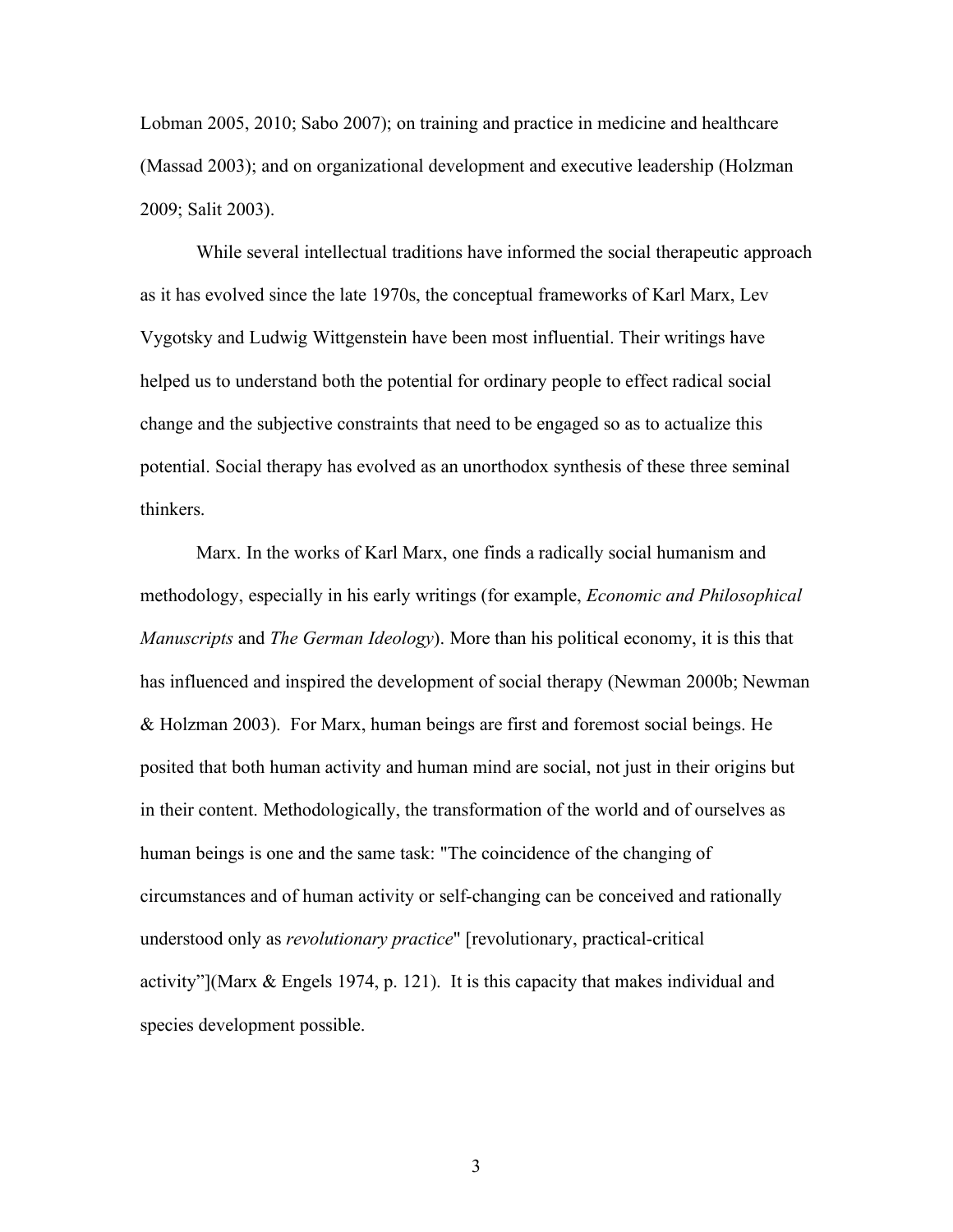Lobman 2005, 2010; Sabo 2007); on training and practice in medicine and healthcare (Massad 2003); and on organizational development and executive leadership (Holzman 2009; Salit 2003).

While several intellectual traditions have informed the social therapeutic approach as it has evolved since the late 1970s, the conceptual frameworks of Karl Marx, Lev Vygotsky and Ludwig Wittgenstein have been most influential. Their writings have helped us to understand both the potential for ordinary people to effect radical social change and the subjective constraints that need to be engaged so as to actualize this potential. Social therapy has evolved as an unorthodox synthesis of these three seminal thinkers.

Marx. In the works of Karl Marx, one finds a radically social humanism and methodology, especially in his early writings (for example, *Economic and Philosophical Manuscripts* and *The German Ideology*). More than his political economy, it is this that has influenced and inspired the development of social therapy (Newman 2000b; Newman & Holzman 2003). For Marx, human beings are first and foremost social beings. He posited that both human activity and human mind are social, not just in their origins but in their content. Methodologically, the transformation of the world and of ourselves as human beings is one and the same task: "The coincidence of the changing of circumstances and of human activity or self-changing can be conceived and rationally understood only as *revolutionary practice*" [revolutionary, practical-critical activity"](Marx & Engels 1974, p. 121). It is this capacity that makes individual and species development possible.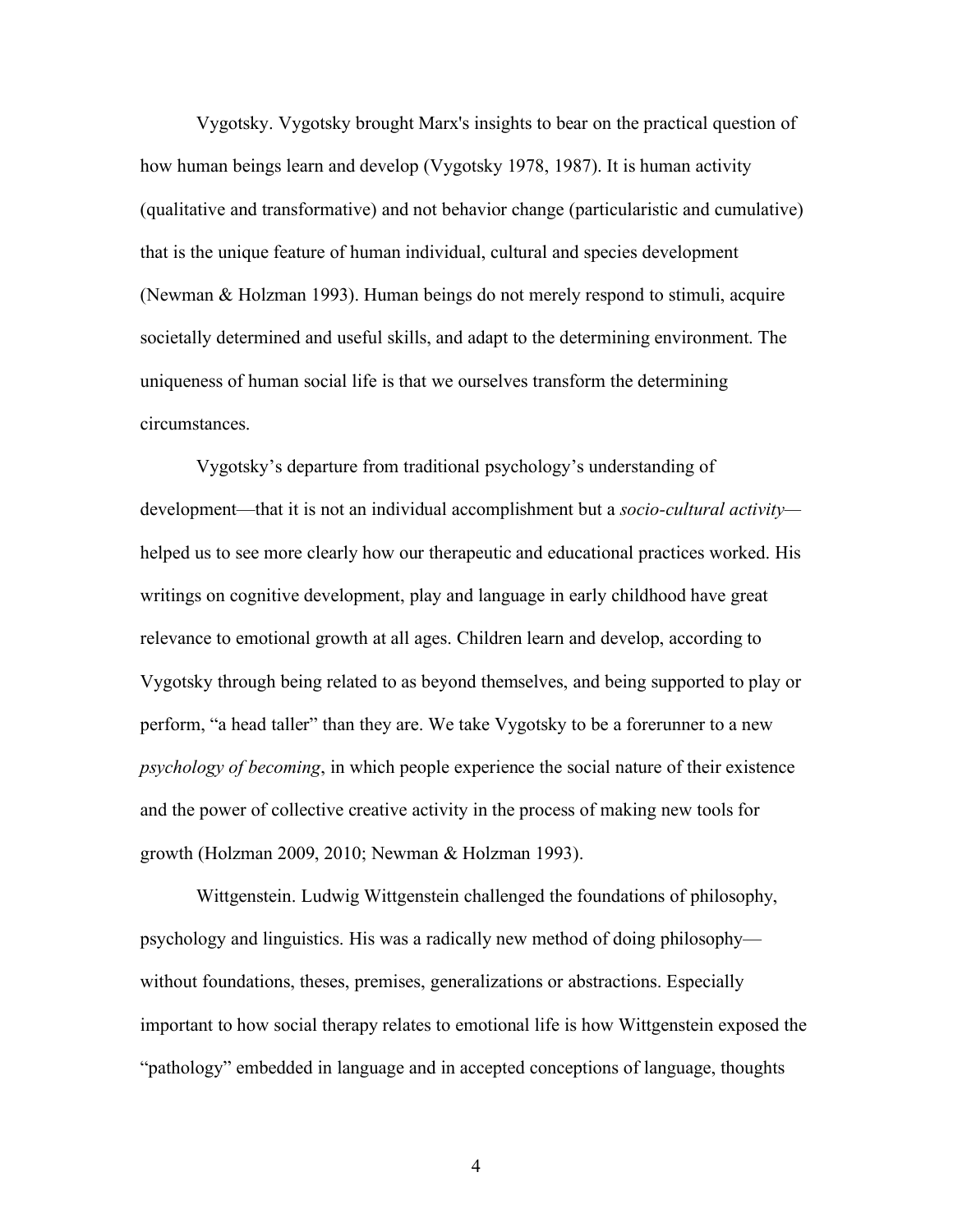Vygotsky. Vygotsky brought Marx's insights to bear on the practical question of how human beings learn and develop (Vygotsky 1978, 1987). It is human activity (qualitative and transformative) and not behavior change (particularistic and cumulative) that is the unique feature of human individual, cultural and species development (Newman & Holzman 1993). Human beings do not merely respond to stimuli, acquire societally determined and useful skills, and adapt to the determining environment. The uniqueness of human social life is that we ourselves transform the determining circumstances.

Vygotsky's departure from traditional psychology's understanding of development—that it is not an individual accomplishment but a *socio-cultural activity*—helped us to see more clearly how our therapeutic and educational practices worked. His writings on cognitive development, play and language in early childhood have great relevance to emotional growth at all ages. Children learn and develop, according to Vygotsky through being related to as beyond themselves, and being supported to play or perform, "a head taller" than they are. We take Vygotsky to be a forerunner to a new *psychology of becoming*, in which people experience the social nature of their existence and the power of collective creative activity in the process of making new tools for growth (Holzman 2009, 2010; Newman & Holzman 1993).

Wittgenstein. Ludwig Wittgenstein challenged the foundations of philosophy, psychology and linguistics. His was a radically new method of doing philosophy—without foundations, theses, premises, generalizations or abstractions. Especially important to how social therapy relates to emotional life is how Wittgenstein exposed the "pathology" embedded in language and in accepted conceptions of language, thoughts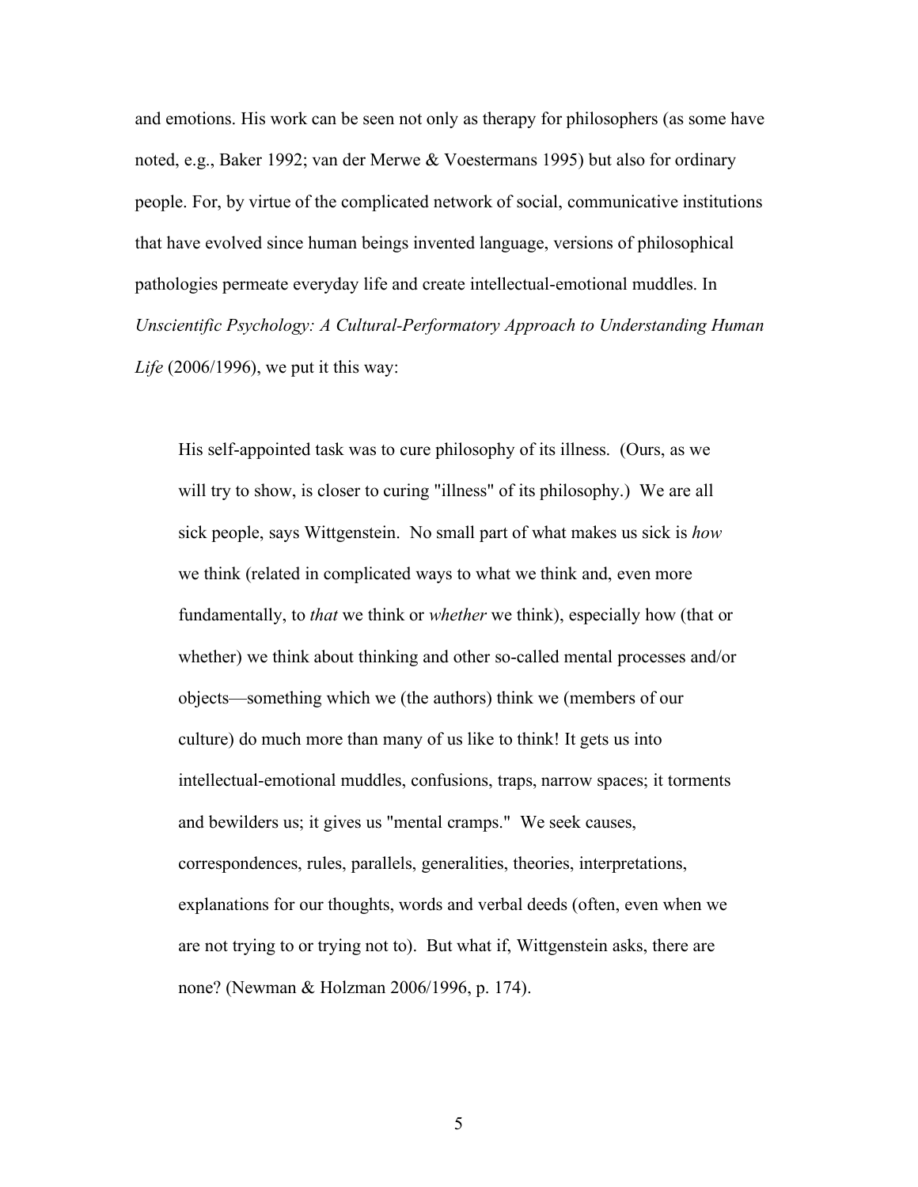and emotions. His work can be seen not only as therapy for philosophers (as some have noted, e.g., Baker 1992; van der Merwe & Voestermans 1995) but also for ordinary people. For, by virtue of the complicated network of social, communicative institutions that have evolved since human beings invented language, versions of philosophical pathologies permeate everyday life and create intellectual-emotional muddles. In *Unscientific Psychology: A Cultural-Performatory Approach to Understanding Human Life* (2006/1996), we put it this way:

> His self-appointed task was to cure philosophy of its illness. (Ours, as we will try to show, is closer to curing "illness" of its philosophy.) We are all sick people, says Wittgenstein. No small part of what makes us sick is *how* we think (related in complicated ways to what we think and, even more fundamentally, to *that* we think or *whether* we think), especially how (that or whether) we think about thinking and other so-called mental processes and/or objects—something which we (the authors) think we (members of our culture) do much more than many of us like to think! It gets us into intellectual-emotional muddles, confusions, traps, narrow spaces; it torments and bewilders us; it gives us "mental cramps." We seek causes, correspondences, rules, parallels, generalities, theories, interpretations, explanations for our thoughts, words and verbal deeds (often, even when we are not trying to or trying not to). But what if, Wittgenstein asks, there are none? (Newman & Holzman 2006/1996, p. 174).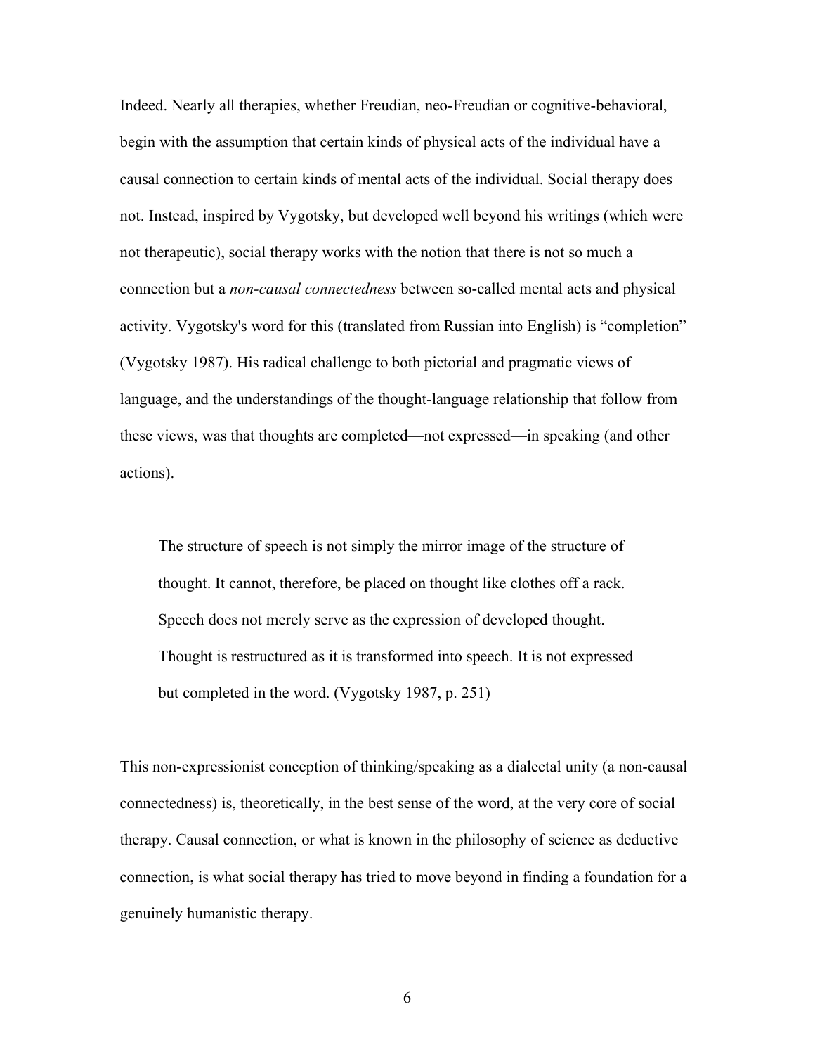Indeed. Nearly all therapies, whether Freudian, neo-Freudian or cognitive-behavioral, begin with the assumption that certain kinds of physical acts of the individual have a causal connection to certain kinds of mental acts of the individual. Social therapy does not. Instead, inspired by Vygotsky, but developed well beyond his writings (which were not therapeutic), social therapy works with the notion that there is not so much a connection but a *non-causal connectedness* between so-called mental acts and physical activity. Vygotsky's word for this (translated from Russian into English) is "completion" (Vygotsky 1987). His radical challenge to both pictorial and pragmatic views of language, and the understandings of the thought-language relationship that follow from these views, was that thoughts are completed—not expressed—in speaking (and other actions).

> The structure of speech is not simply the mirror image of the structure of thought. It cannot, therefore, be placed on thought like clothes off a rack. Speech does not merely serve as the expression of developed thought. Thought is restructured as it is transformed into speech. It is not expressed but completed in the word. (Vygotsky 1987, p. 251)

This non-expressionist conception of thinking/speaking as a dialectal unity (a non-causal connectedness) is, theoretically, in the best sense of the word, at the very core of social therapy. Causal connection, or what is known in the philosophy of science as deductive connection, is what social therapy has tried to move beyond in finding a foundation for a genuinely humanistic therapy.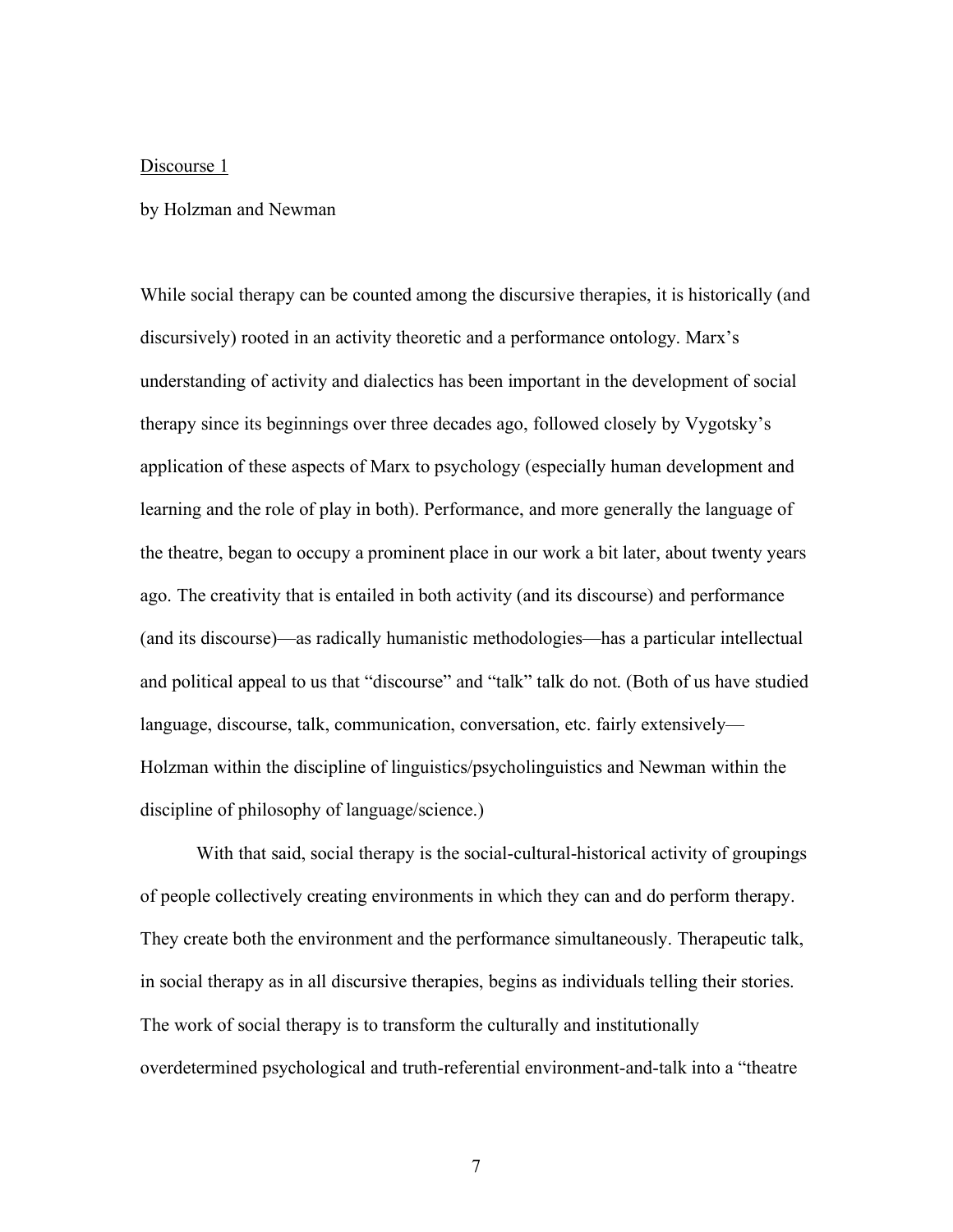Discourse 1

by Holzman and Newman

While social therapy can be counted among the discursive therapies, it is historically (and discursively) rooted in an activity theoretic and a performance ontology. Marx's understanding of activity and dialectics has been important in the development of social therapy since its beginnings over three decades ago, followed closely by Vygotsky's application of these aspects of Marx to psychology (especially human development and learning and the role of play in both). Performance, and more generally the language of the theatre, began to occupy a prominent place in our work a bit later, about twenty years ago. The creativity that is entailed in both activity (and its discourse) and performance (and its discourse)—as radically humanistic methodologies—has a particular intellectual and political appeal to us that "discourse" and "talk" talk do not. (Both of us have studied language, discourse, talk, communication, conversation, etc. fairly extensively—Holzman within the discipline of linguistics/psycholinguistics and Newman within the discipline of philosophy of language/science.)

With that said, social therapy is the social-cultural-historical activity of groupings of people collectively creating environments in which they can and do perform therapy. They create both the environment and the performance simultaneously. Therapeutic talk, in social therapy as in all discursive therapies, begins as individuals telling their stories. The work of social therapy is to transform the culturally and institutionally overdetermined psychological and truth-referential environment-and-talk into a "theatre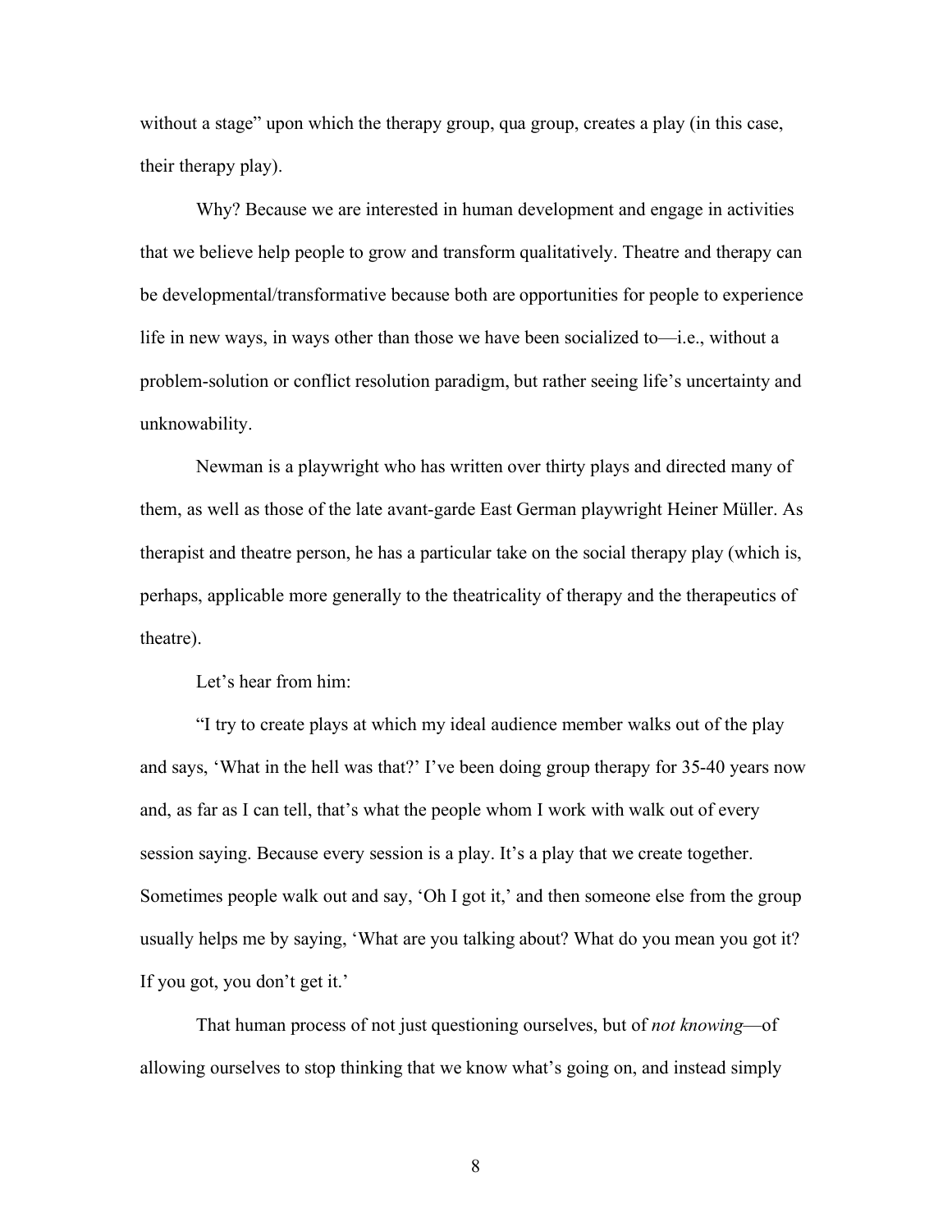without a stage" upon which the therapy group, qua group, creates a play (in this case, their therapy play).

Why? Because we are interested in human development and engage in activities that we believe help people to grow and transform qualitatively. Theatre and therapy can be developmental/transformative because both are opportunities for people to experience life in new ways, in ways other than those we have been socialized to—i.e., without a problem-solution or conflict resolution paradigm, but rather seeing life's uncertainty and unknowability.

Newman is a playwright who has written over thirty plays and directed many of them, as well as those of the late avant-garde East German playwright Heiner Müller. As therapist and theatre person, he has a particular take on the social therapy play (which is, perhaps, applicable more generally to the theatricality of therapy and the therapeutics of theatre).

Let's hear from him:

"I try to create plays at which my ideal audience member walks out of the play and says, 'What in the hell was that?' I've been doing group therapy for 35-40 years now and, as far as I can tell, that's what the people whom I work with walk out of every session saying. Because every session is a play. It's a play that we create together. Sometimes people walk out and say, 'Oh I got it,' and then someone else from the group usually helps me by saying, 'What are you talking about? What do you mean you got it? If you got, you don't get it.'

That human process of not just questioning ourselves, but of *not knowing*—of allowing ourselves to stop thinking that we know what's going on, and instead simply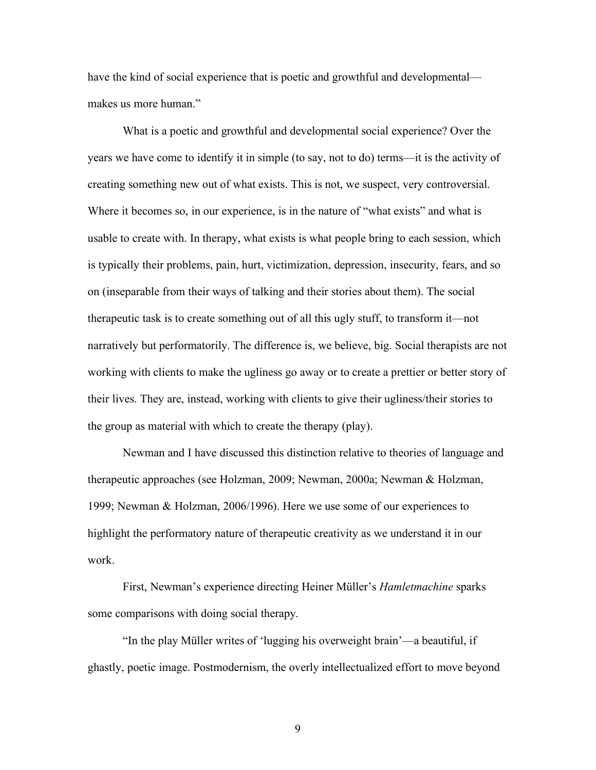have the kind of social experience that is poetic and growthful and developmental—makes us more human."

What is a poetic and growthful and developmental social experience? Over the years we have come to identify it in simple (to say, not to do) terms—it is the activity of creating something new out of what exists. This is not, we suspect, very controversial. Where it becomes so, in our experience, is in the nature of "what exists" and what is usable to create with. In therapy, what exists is what people bring to each session, which is typically their problems, pain, hurt, victimization, depression, insecurity, fears, and so on (inseparable from their ways of talking and their stories about them). The social therapeutic task is to create something out of all this ugly stuff, to transform it—not narratively but performatorily. The difference is, we believe, big. Social therapists are not working with clients to make the ugliness go away or to create a prettier or better story of their lives. They are, instead, working with clients to give their ugliness/their stories to the group as material with which to create the therapy (play).

Newman and I have discussed this distinction relative to theories of language and therapeutic approaches (see Holzman, 2009; Newman, 2000a; Newman & Holzman, 1999; Newman & Holzman, 2006/1996). Here we use some of our experiences to highlight the performatory nature of therapeutic creativity as we understand it in our work.

First, Newman's experience directing Heiner Müller's *Hamletmachine* sparks some comparisons with doing social therapy.

"In the play Müller writes of 'lugging his overweight brain'—a beautiful, if ghastly, poetic image. Postmodernism, the overly intellectualized effort to move beyond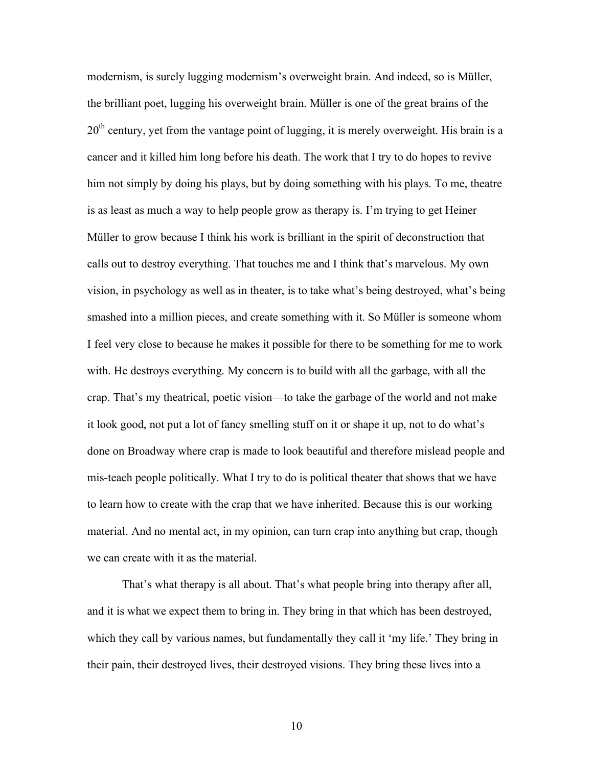modernism, is surely lugging modernism's overweight brain. And indeed, so is Müller, the brilliant poet, lugging his overweight brain. Müller is one of the great brains of the 20th century, yet from the vantage point of lugging, it is merely overweight. His brain is a cancer and it killed him long before his death. The work that I try to do hopes to revive him not simply by doing his plays, but by doing something with his plays. To me, theatre is as least as much a way to help people grow as therapy is. I'm trying to get Heiner Müller to grow because I think his work is brilliant in the spirit of deconstruction that calls out to destroy everything. That touches me and I think that's marvelous. My own vision, in psychology as well as in theater, is to take what's being destroyed, what's being smashed into a million pieces, and create something with it. So Müller is someone whom I feel very close to because he makes it possible for there to be something for me to work with. He destroys everything. My concern is to build with all the garbage, with all the crap. That's my theatrical, poetic vision—to take the garbage of the world and not make it look good, not put a lot of fancy smelling stuff on it or shape it up, not to do what's done on Broadway where crap is made to look beautiful and therefore mislead people and mis-teach people politically. What I try to do is political theater that shows that we have to learn how to create with the crap that we have inherited. Because this is our working material. And no mental act, in my opinion, can turn crap into anything but crap, though we can create with it as the material.

That's what therapy is all about. That's what people bring into therapy after all, and it is what we expect them to bring in. They bring in that which has been destroyed, which they call by various names, but fundamentally they call it 'my life.' They bring in their pain, their destroyed lives, their destroyed visions. They bring these lives into a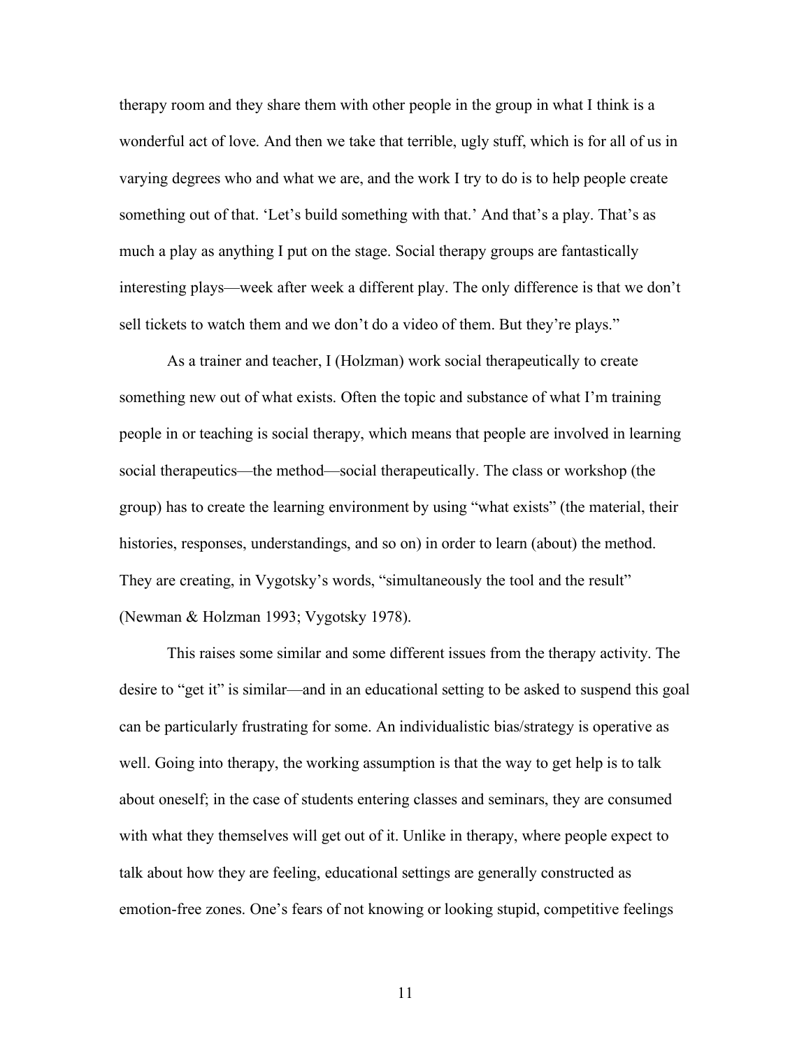therapy room and they share them with other people in the group in what I think is a wonderful act of love. And then we take that terrible, ugly stuff, which is for all of us in varying degrees who and what we are, and the work I try to do is to help people create something out of that. 'Let's build something with that.' And that's a play. That's as much a play as anything I put on the stage. Social therapy groups are fantastically interesting plays—week after week a different play. The only difference is that we don't sell tickets to watch them and we don't do a video of them. But they're plays."

As a trainer and teacher, I (Holzman) work social therapeutically to create something new out of what exists. Often the topic and substance of what I'm training people in or teaching is social therapy, which means that people are involved in learning social therapeutics—the method—social therapeutically. The class or workshop (the group) has to create the learning environment by using "what exists" (the material, their histories, responses, understandings, and so on) in order to learn (about) the method. They are creating, in Vygotsky's words, "simultaneously the tool and the result" (Newman & Holzman 1993; Vygotsky 1978).

This raises some similar and some different issues from the therapy activity. The desire to "get it" is similar—and in an educational setting to be asked to suspend this goal can be particularly frustrating for some. An individualistic bias/strategy is operative as well. Going into therapy, the working assumption is that the way to get help is to talk about oneself; in the case of students entering classes and seminars, they are consumed with what they themselves will get out of it. Unlike in therapy, where people expect to talk about how they are feeling, educational settings are generally constructed as emotion-free zones. One's fears of not knowing or looking stupid, competitive feelings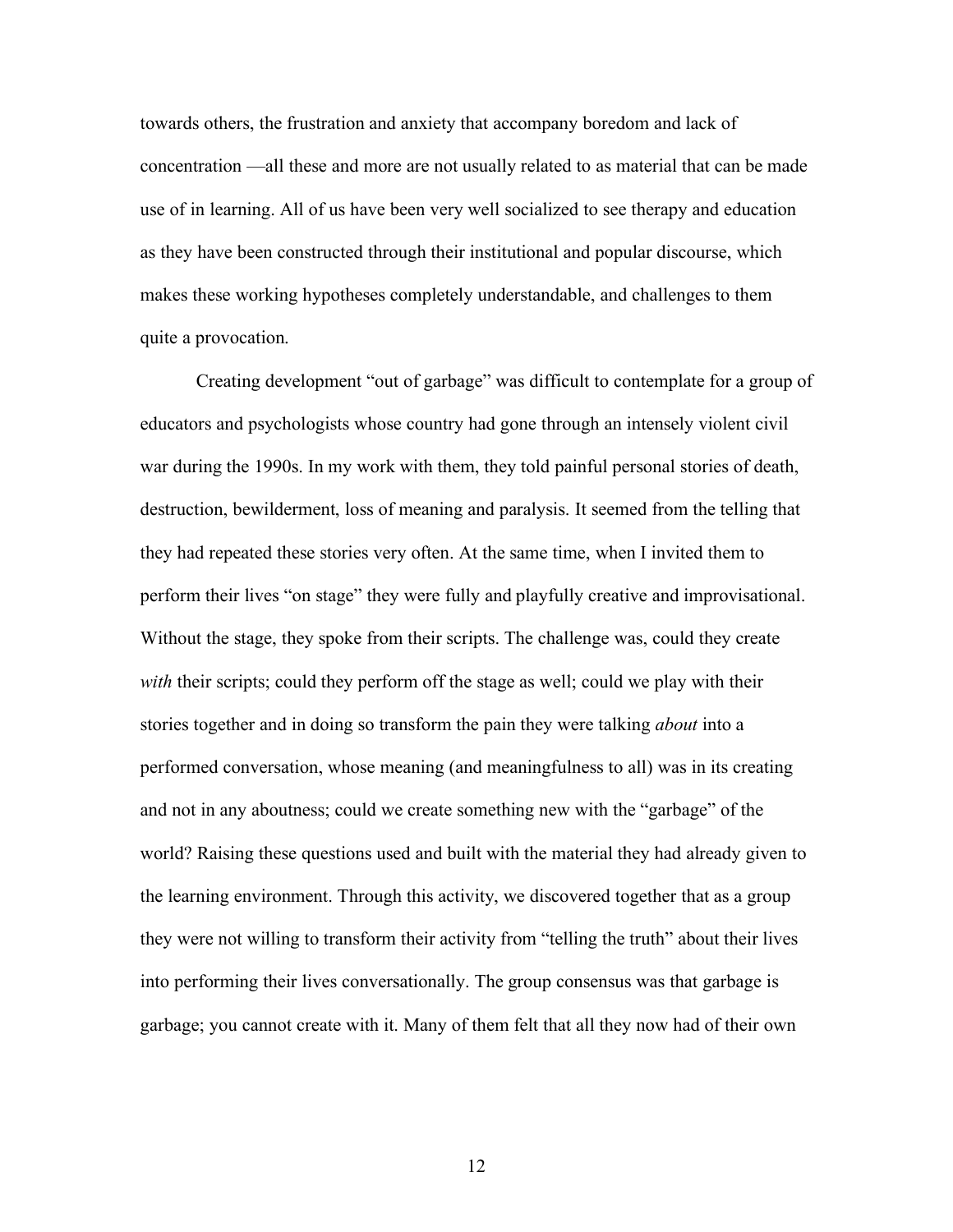towards others, the frustration and anxiety that accompany boredom and lack of concentration —all these and more are not usually related to as material that can be made use of in learning. All of us have been very well socialized to see therapy and education as they have been constructed through their institutional and popular discourse, which makes these working hypotheses completely understandable, and challenges to them quite a provocation.

Creating development "out of garbage" was difficult to contemplate for a group of educators and psychologists whose country had gone through an intensely violent civil war during the 1990s. In my work with them, they told painful personal stories of death, destruction, bewilderment, loss of meaning and paralysis. It seemed from the telling that they had repeated these stories very often. At the same time, when I invited them to perform their lives "on stage" they were fully and playfully creative and improvisational. Without the stage, they spoke from their scripts. The challenge was, could they create *with* their scripts; could they perform off the stage as well; could we play with their stories together and in doing so transform the pain they were talking *about* into a performed conversation, whose meaning (and meaningfulness to all) was in its creating and not in any aboutness; could we create something new with the "garbage" of the world? Raising these questions used and built with the material they had already given to the learning environment. Through this activity, we discovered together that as a group they were not willing to transform their activity from "telling the truth" about their lives into performing their lives conversationally. The group consensus was that garbage is garbage; you cannot create with it. Many of them felt that all they now had of their own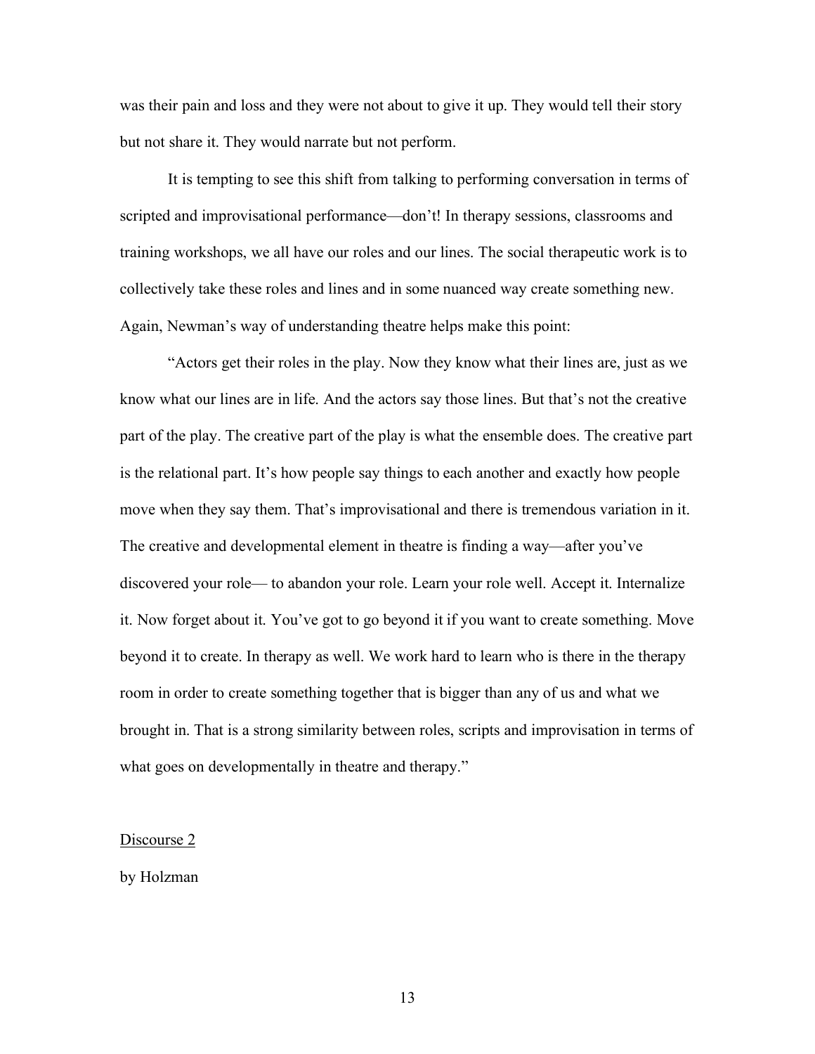was their pain and loss and they were not about to give it up. They would tell their story but not share it. They would narrate but not perform.

It is tempting to see this shift from talking to performing conversation in terms of scripted and improvisational performance—don't! In therapy sessions, classrooms and training workshops, we all have our roles and our lines. The social therapeutic work is to collectively take these roles and lines and in some nuanced way create something new. Again, Newman's way of understanding theatre helps make this point:

"Actors get their roles in the play. Now they know what their lines are, just as we know what our lines are in life. And the actors say those lines. But that's not the creative part of the play. The creative part of the play is what the ensemble does. The creative part is the relational part. It's how people say things to each another and exactly how people move when they say them. That's improvisational and there is tremendous variation in it. The creative and developmental element in theatre is finding a way—after you've discovered your role— to abandon your role. Learn your role well. Accept it. Internalize it. Now forget about it. You've got to go beyond it if you want to create something. Move beyond it to create. In therapy as well. We work hard to learn who is there in the therapy room in order to create something together that is bigger than any of us and what we brought in. That is a strong similarity between roles, scripts and improvisation in terms of what goes on developmentally in theatre and therapy."

<u>Discourse 2</u>

by Holzman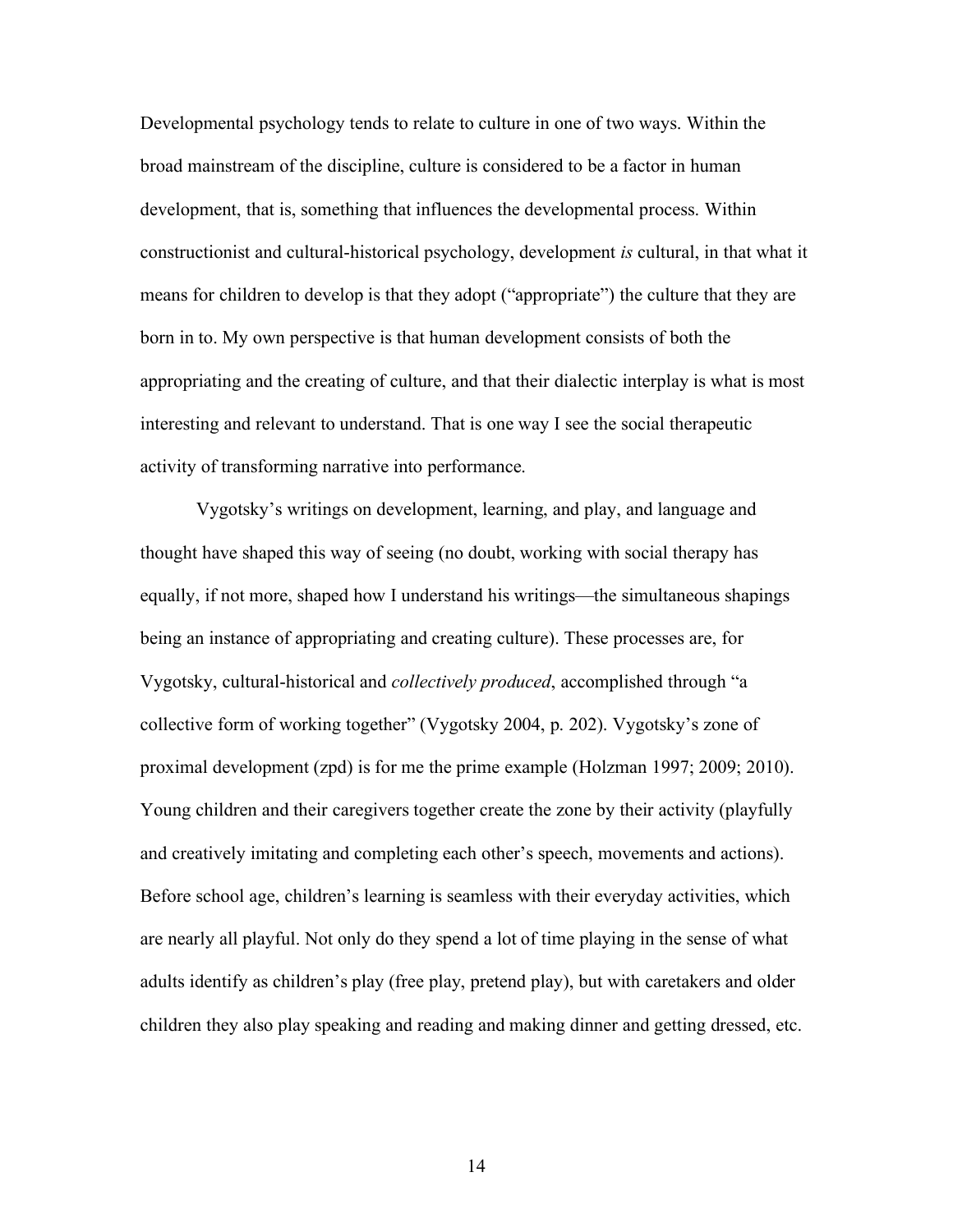Developmental psychology tends to relate to culture in one of two ways. Within the broad mainstream of the discipline, culture is considered to be a factor in human development, that is, something that influences the developmental process. Within constructionist and cultural-historical psychology, development *is* cultural, in that what it means for children to develop is that they adopt ("appropriate") the culture that they are born in to. My own perspective is that human development consists of both the appropriating and the creating of culture, and that their dialectic interplay is what is most interesting and relevant to understand. That is one way I see the social therapeutic activity of transforming narrative into performance.

Vygotsky's writings on development, learning, and play, and language and thought have shaped this way of seeing (no doubt, working with social therapy has equally, if not more, shaped how I understand his writings—the simultaneous shapings being an instance of appropriating and creating culture). These processes are, for Vygotsky, cultural-historical and *collectively produced*, accomplished through "a collective form of working together" (Vygotsky 2004, p. 202). Vygotsky's zone of proximal development (zpd) is for me the prime example (Holzman 1997; 2009; 2010). Young children and their caregivers together create the zone by their activity (playfully and creatively imitating and completing each other's speech, movements and actions). Before school age, children's learning is seamless with their everyday activities, which are nearly all playful. Not only do they spend a lot of time playing in the sense of what adults identify as children's play (free play, pretend play), but with caretakers and older children they also play speaking and reading and making dinner and getting dressed, etc.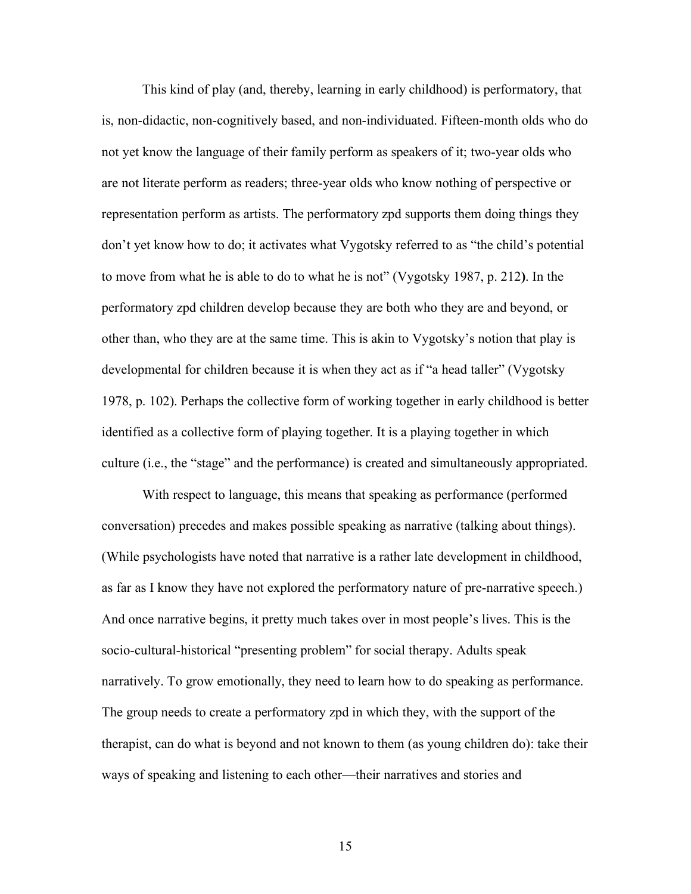This kind of play (and, thereby, learning in early childhood) is performatory, that is, non-didactic, non-cognitively based, and non-individuated. Fifteen-month olds who do not yet know the language of their family perform as speakers of it; two-year olds who are not literate perform as readers; three-year olds who know nothing of perspective or representation perform as artists. The performatory zpd supports them doing things they don't yet know how to do; it activates what Vygotsky referred to as "the child's potential to move from what he is able to do to what he is not" (Vygotsky 1987, p. 212). In the performatory zpd children develop because they are both who they are and beyond, or other than, who they are at the same time. This is akin to Vygotsky's notion that play is developmental for children because it is when they act as if "a head taller" (Vygotsky 1978, p. 102). Perhaps the collective form of working together in early childhood is better identified as a collective form of playing together. It is a playing together in which culture (i.e., the "stage" and the performance) is created and simultaneously appropriated.

With respect to language, this means that speaking as performance (performed conversation) precedes and makes possible speaking as narrative (talking about things). (While psychologists have noted that narrative is a rather late development in childhood, as far as I know they have not explored the performatory nature of pre-narrative speech.) And once narrative begins, it pretty much takes over in most people's lives. This is the socio-cultural-historical "presenting problem" for social therapy. Adults speak narratively. To grow emotionally, they need to learn how to do speaking as performance. The group needs to create a performatory zpd in which they, with the support of the therapist, can do what is beyond and not known to them (as young children do): take their ways of speaking and listening to each other—their narratives and stories and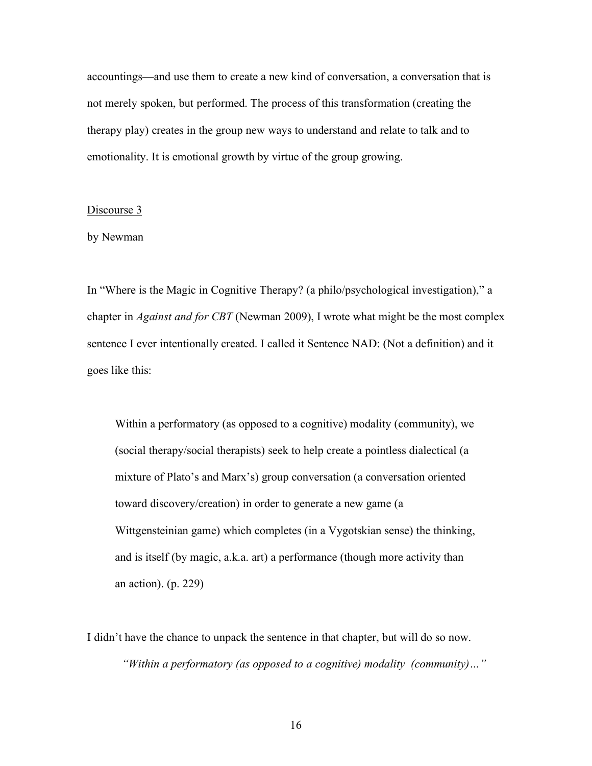accountings—and use them to create a new kind of conversation, a conversation that is not merely spoken, but performed. The process of this transformation (creating the therapy play) creates in the group new ways to understand and relate to talk and to emotionality. It is emotional growth by virtue of the group growing.

<u>Discourse 3</u>

by Newman

In "Where is the Magic in Cognitive Therapy? (a philo/psychological investigation)," a chapter in *Against and for CBT* (Newman 2009), I wrote what might be the most complex sentence I ever intentionally created. I called it Sentence NAD: (Not a definition) and it goes like this:

> Within a performatory (as opposed to a cognitive) modality (community), we (social therapy/social therapists) seek to help create a pointless dialectical (a mixture of Plato's and Marx's) group conversation (a conversation oriented toward discovery/creation) in order to generate a new game (a Wittgensteinian game) which completes (in a Vygotskian sense) the thinking, and is itself (by magic, a.k.a. art) a performance (though more activity than an action). (p. 229)

I didn't have the chance to unpack the sentence in that chapter, but will do so now.

*"Within a performatory (as opposed to a cognitive) modality (community)…"*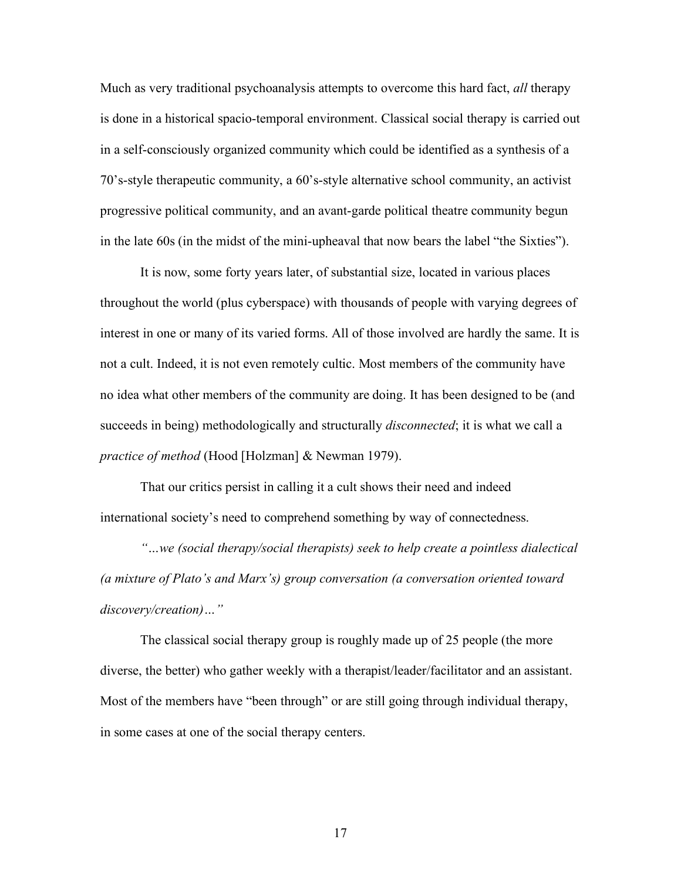Much as very traditional psychoanalysis attempts to overcome this hard fact, *all* therapy is done in a historical spacio-temporal environment. Classical social therapy is carried out in a self-consciously organized community which could be identified as a synthesis of a 70's-style therapeutic community, a 60's-style alternative school community, an activist progressive political community, and an avant-garde political theatre community begun in the late 60s (in the midst of the mini-upheaval that now bears the label "the Sixties").

It is now, some forty years later, of substantial size, located in various places throughout the world (plus cyberspace) with thousands of people with varying degrees of interest in one or many of its varied forms. All of those involved are hardly the same. It is not a cult. Indeed, it is not even remotely cultic. Most members of the community have no idea what other members of the community are doing. It has been designed to be (and succeeds in being) methodologically and structurally *disconnected*; it is what we call a *practice of method* (Hood [Holzman] & Newman 1979).

That our critics persist in calling it a cult shows their need and indeed international society's need to comprehend something by way of connectedness.

*"…we (social therapy/social therapists) seek to help create a pointless dialectical (a mixture of Plato's and Marx's) group conversation (a conversation oriented toward discovery/creation)…"*

The classical social therapy group is roughly made up of 25 people (the more diverse, the better) who gather weekly with a therapist/leader/facilitator and an assistant. Most of the members have "been through" or are still going through individual therapy, in some cases at one of the social therapy centers.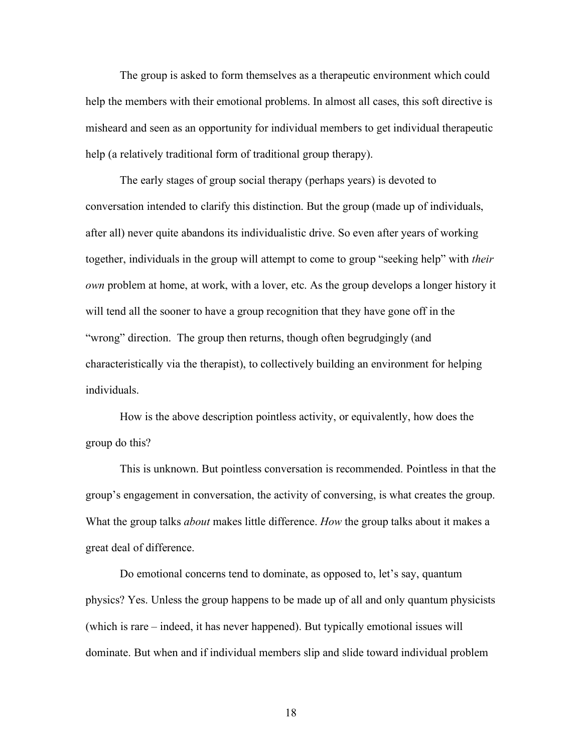The group is asked to form themselves as a therapeutic environment which could help the members with their emotional problems. In almost all cases, this soft directive is misheard and seen as an opportunity for individual members to get individual therapeutic help (a relatively traditional form of traditional group therapy).

The early stages of group social therapy (perhaps years) is devoted to conversation intended to clarify this distinction. But the group (made up of individuals, after all) never quite abandons its individualistic drive. So even after years of working together, individuals in the group will attempt to come to group "seeking help" with *their own* problem at home, at work, with a lover, etc. As the group develops a longer history it will tend all the sooner to have a group recognition that they have gone off in the "wrong" direction. The group then returns, though often begrudgingly (and characteristically via the therapist), to collectively building an environment for helping individuals.

How is the above description pointless activity, or equivalently, how does the group do this?

This is unknown. But pointless conversation is recommended. Pointless in that the group's engagement in conversation, the activity of conversing, is what creates the group. What the group talks *about* makes little difference. *How* the group talks about it makes a great deal of difference.

Do emotional concerns tend to dominate, as opposed to, let's say, quantum physics? Yes. Unless the group happens to be made up of all and only quantum physicists (which is rare – indeed, it has never happened). But typically emotional issues will dominate. But when and if individual members slip and slide toward individual problem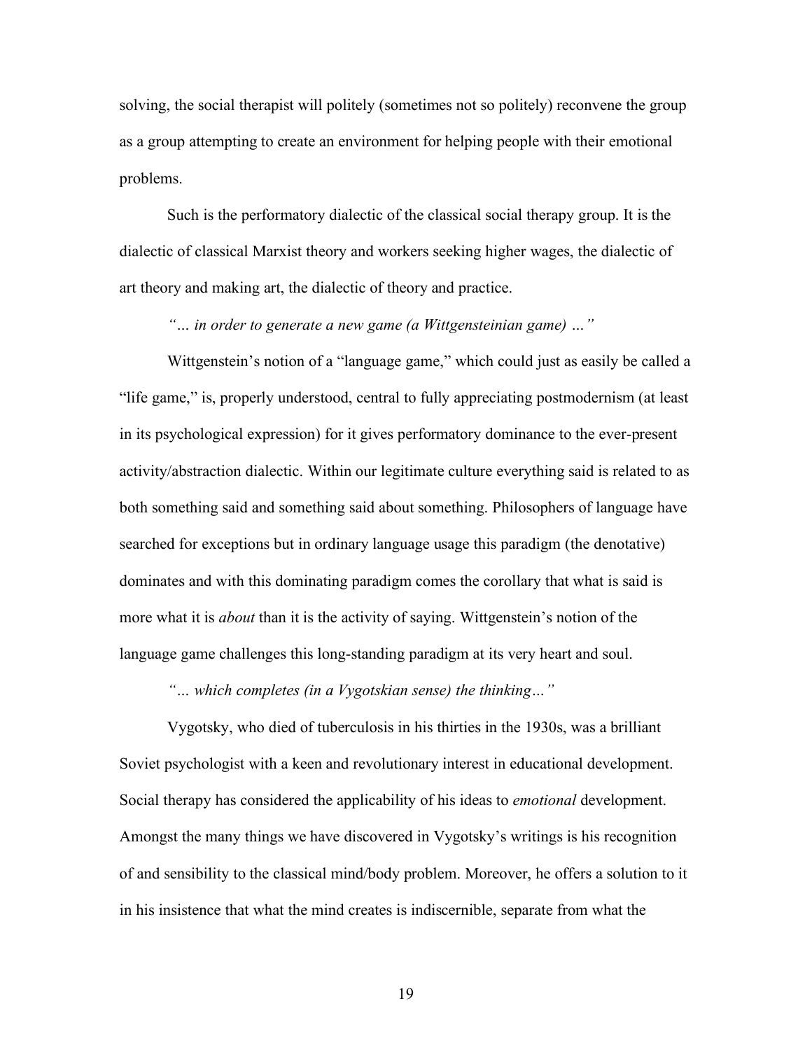solving, the social therapist will politely (sometimes not so politely) reconvene the group as a group attempting to create an environment for helping people with their emotional problems.

Such is the performatory dialectic of the classical social therapy group. It is the dialectic of classical Marxist theory and workers seeking higher wages, the dialectic of art theory and making art, the dialectic of theory and practice.

*"… in order to generate a new game (a Wittgensteinian game) …"*

Wittgenstein's notion of a "language game," which could just as easily be called a "life game," is, properly understood, central to fully appreciating postmodernism (at least in its psychological expression) for it gives performatory dominance to the ever-present activity/abstraction dialectic. Within our legitimate culture everything said is related to as both something said and something said about something. Philosophers of language have searched for exceptions but in ordinary language usage this paradigm (the denotative) dominates and with this dominating paradigm comes the corollary that what is said is more what it is *about* than it is the activity of saying. Wittgenstein's notion of the language game challenges this long-standing paradigm at its very heart and soul.

*"… which completes (in a Vygotskian sense) the thinking…"*

Vygotsky, who died of tuberculosis in his thirties in the 1930s, was a brilliant Soviet psychologist with a keen and revolutionary interest in educational development. Social therapy has considered the applicability of his ideas to *emotional* development. Amongst the many things we have discovered in Vygotsky's writings is his recognition of and sensibility to the classical mind/body problem. Moreover, he offers a solution to it in his insistence that what the mind creates is indiscernible, separate from what the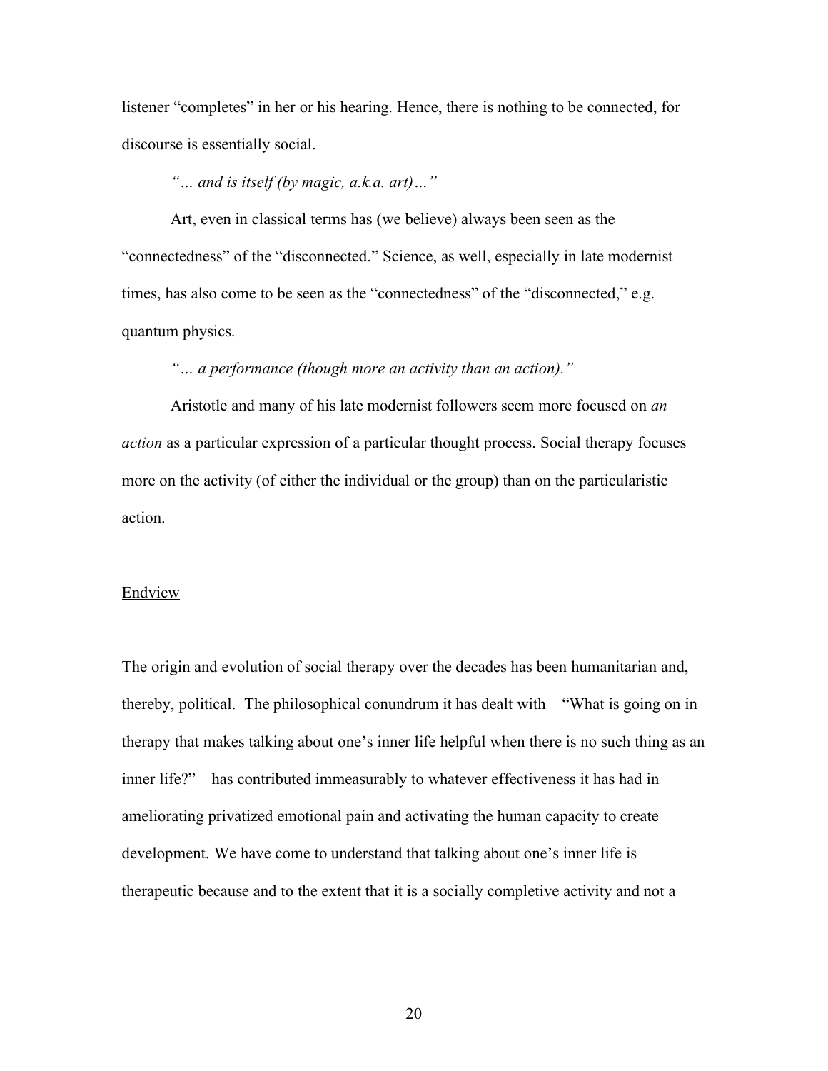listener "completes" in her or his hearing. Hence, there is nothing to be connected, for discourse is essentially social.

*"… and is itself (by magic, a.k.a. art)…"*

Art, even in classical terms has (we believe) always been seen as the "connectedness" of the "disconnected." Science, as well, especially in late modernist times, has also come to be seen as the "connectedness" of the "disconnected," e.g. quantum physics.

*"… a performance (though more an activity than an action)."*

Aristotle and many of his late modernist followers seem more focused on *an action* as a particular expression of a particular thought process. Social therapy focuses more on the activity (of either the individual or the group) than on the particularistic action.

<u>Endview</u>

The origin and evolution of social therapy over the decades has been humanitarian and, thereby, political. The philosophical conundrum it has dealt with—"What is going on in therapy that makes talking about one's inner life helpful when there is no such thing as an inner life?"—has contributed immeasurably to whatever effectiveness it has had in ameliorating privatized emotional pain and activating the human capacity to create development. We have come to understand that talking about one's inner life is therapeutic because and to the extent that it is a socially completive activity and not a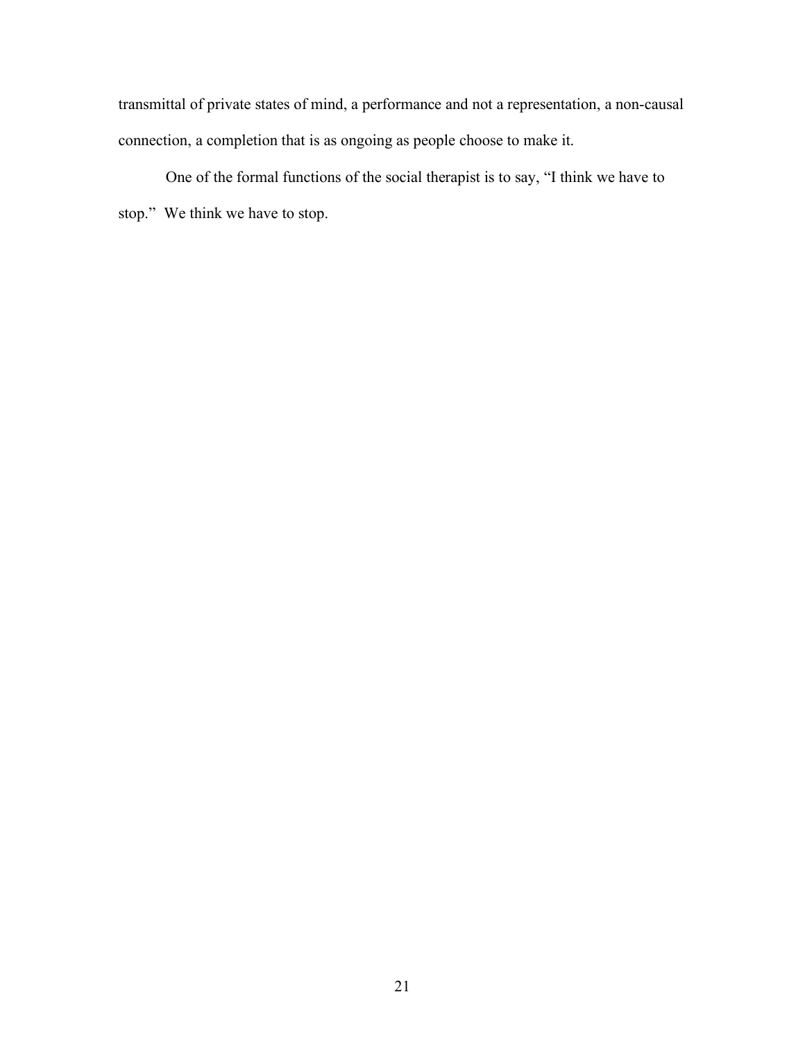transmittal of private states of mind, a performance and not a representation, a non-causal connection, a completion that is as ongoing as people choose to make it.

One of the formal functions of the social therapist is to say, "I think we have to stop." We think we have to stop.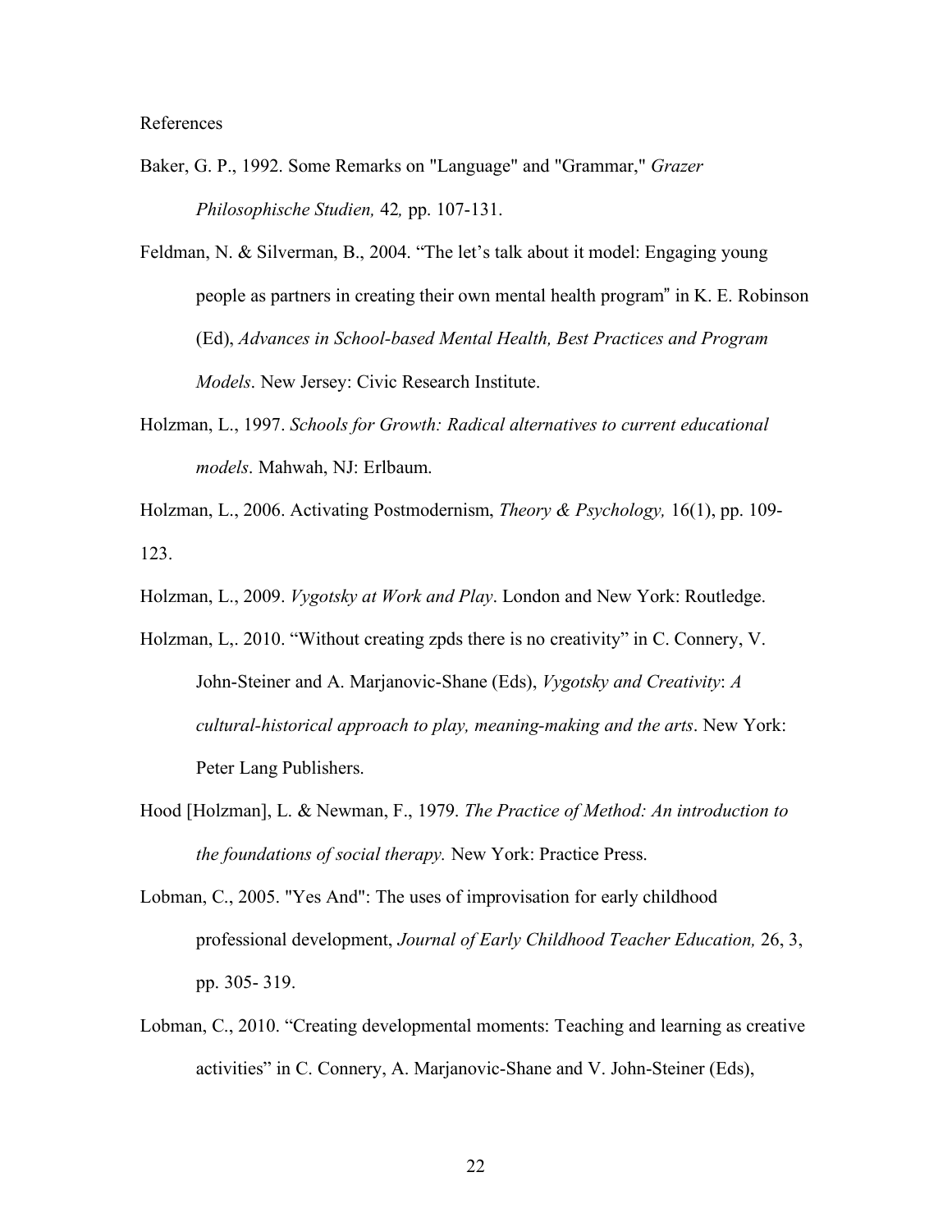References

Baker, G. P., 1992. Some Remarks on "Language" and "Grammar," *Grazer Philosophische Studien,* 42*,* pp. 107-131.

Feldman, N. & Silverman, B., 2004. "The let's talk about it model: Engaging young people as partners in creating their own mental health program" in K. E. Robinson (Ed), *Advances in School-based Mental Health, Best Practices and Program Models*. New Jersey: Civic Research Institute.

Holzman, L., 1997. *Schools for Growth: Radical alternatives to current educational models*. Mahwah, NJ: Erlbaum.

Holzman, L., 2006. Activating Postmodernism, *Theory & Psychology,* 16(1), pp. 109-123.

Holzman, L., 2009. *Vygotsky at Work and Play*. London and New York: Routledge.

Holzman, L,. 2010. "Without creating zpds there is no creativity" in C. Connery, V. John-Steiner and A. Marjanovic-Shane (Eds), *Vygotsky and Creativity*: *A cultural-historical approach to play, meaning-making and the arts*. New York: Peter Lang Publishers.

Hood [Holzman], L. & Newman, F., 1979. *The Practice of Method: An introduction to the foundations of social therapy.* New York: Practice Press.

Lobman, C., 2005. "Yes And": The uses of improvisation for early childhood professional development, *Journal of Early Childhood Teacher Education,* 26, 3, pp. 305- 319.

Lobman, C., 2010. "Creating developmental moments: Teaching and learning as creative activities" in C. Connery, A. Marjanovic-Shane and V. John-Steiner (Eds),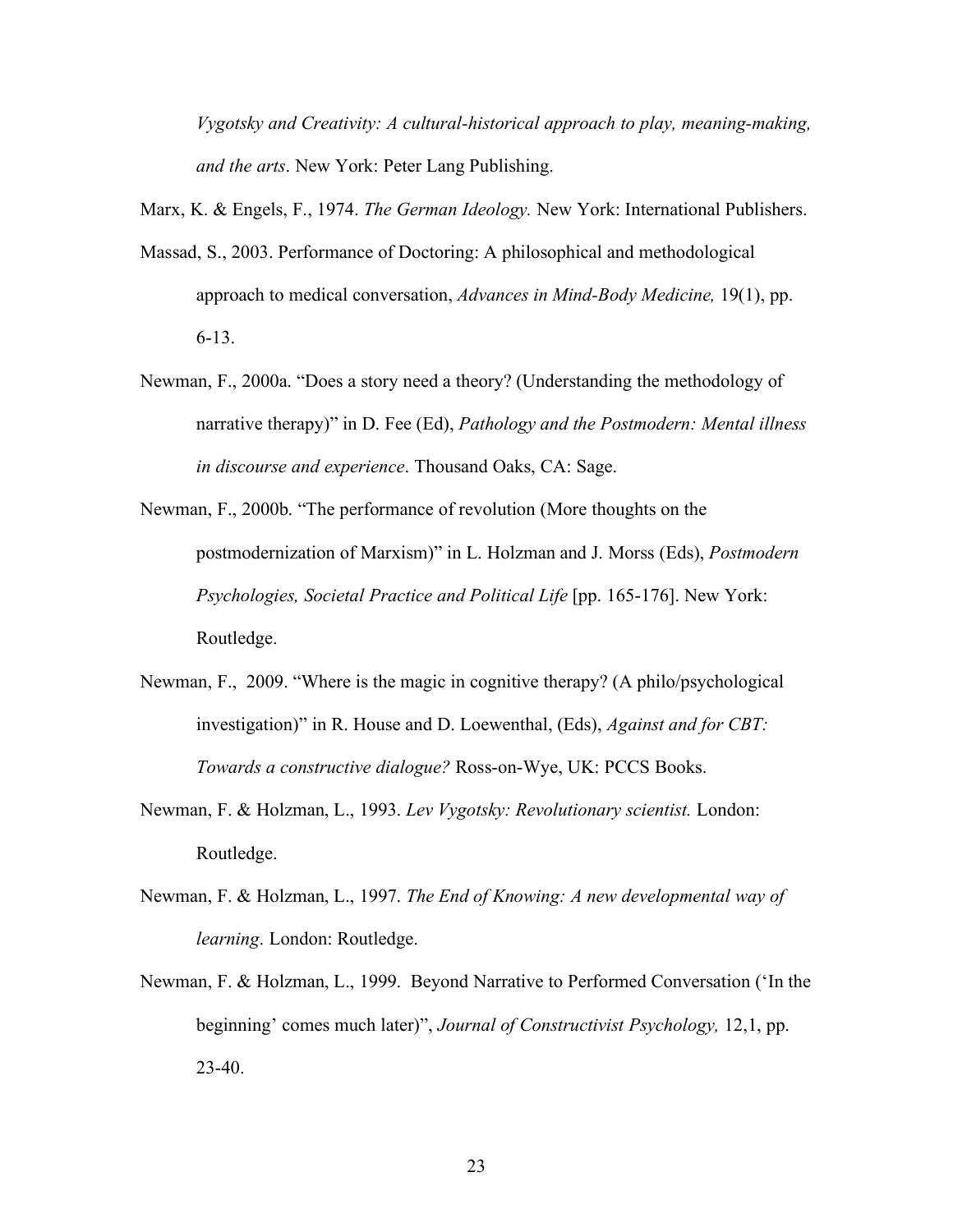*Vygotsky and Creativity: A cultural-historical approach to play, meaning-making, and the arts*. New York: Peter Lang Publishing.

Marx, K. & Engels, F., 1974. *The German Ideology.* New York: International Publishers.

Massad, S., 2003. Performance of Doctoring: A philosophical and methodological approach to medical conversation, *Advances in Mind-Body Medicine,* 19(1), pp. 6-13.

Newman, F., 2000a. "Does a story need a theory? (Understanding the methodology of narrative therapy)" in D. Fee (Ed), *Pathology and the Postmodern: Mental illness in discourse and experience*. Thousand Oaks, CA: Sage.

Newman, F., 2000b. "The performance of revolution (More thoughts on the postmodernization of Marxism)" in L. Holzman and J. Morss (Eds), *Postmodern Psychologies, Societal Practice and Political Life* [pp. 165-176]. New York: Routledge.

Newman, F., 2009. "Where is the magic in cognitive therapy? (A philo/psychological investigation)" in R. House and D. Loewenthal, (Eds), *Against and for CBT: Towards a constructive dialogue?* Ross-on-Wye, UK: PCCS Books.

Newman, F. & Holzman, L., 1993. *Lev Vygotsky: Revolutionary scientist.* London: Routledge.

Newman, F. & Holzman, L., 1997. *The End of Knowing: A new developmental way of learning*. London: Routledge.

Newman, F. & Holzman, L., 1999. Beyond Narrative to Performed Conversation ('In the beginning' comes much later)", *Journal of Constructivist Psychology,* 12,1, pp. 23-40.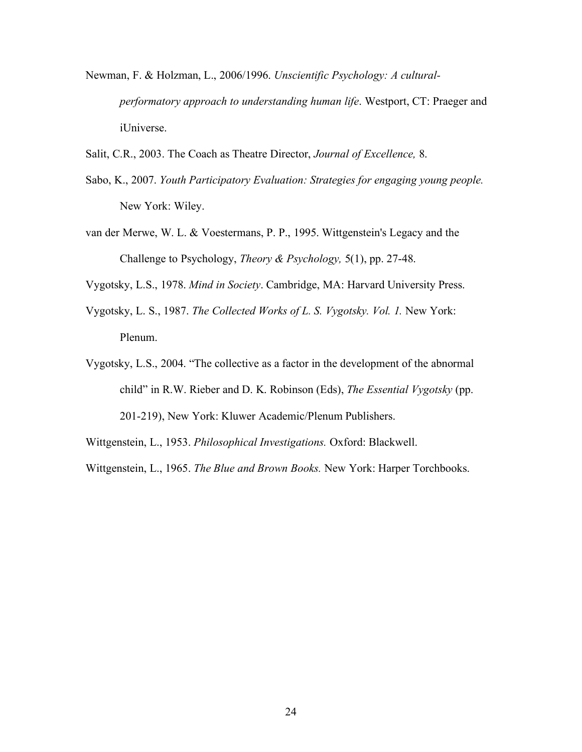Newman, F. & Holzman, L., 2006/1996. *Unscientific Psychology: A cultural-performatory approach to understanding human life*. Westport, CT: Praeger and iUniverse.

Salit, C.R., 2003. The Coach as Theatre Director, *Journal of Excellence,* 8.

Sabo, K., 2007. *Youth Participatory Evaluation: Strategies for engaging young people.* New York: Wiley.

van der Merwe, W. L. & Voestermans, P. P., 1995. Wittgenstein's Legacy and the Challenge to Psychology, *Theory & Psychology,* 5(1), pp. 27-48.

Vygotsky, L.S., 1978. *Mind in Society*. Cambridge, MA: Harvard University Press.

Vygotsky, L. S., 1987. *The Collected Works of L. S. Vygotsky. Vol. 1.* New York: Plenum.

Vygotsky, L.S., 2004. "The collective as a factor in the development of the abnormal child" in R.W. Rieber and D. K. Robinson (Eds), *The Essential Vygotsky* (pp. 201-219), New York: Kluwer Academic/Plenum Publishers.

Wittgenstein, L., 1953. *Philosophical Investigations.* Oxford: Blackwell.

Wittgenstein, L., 1965. *The Blue and Brown Books.* New York: Harper Torchbooks.